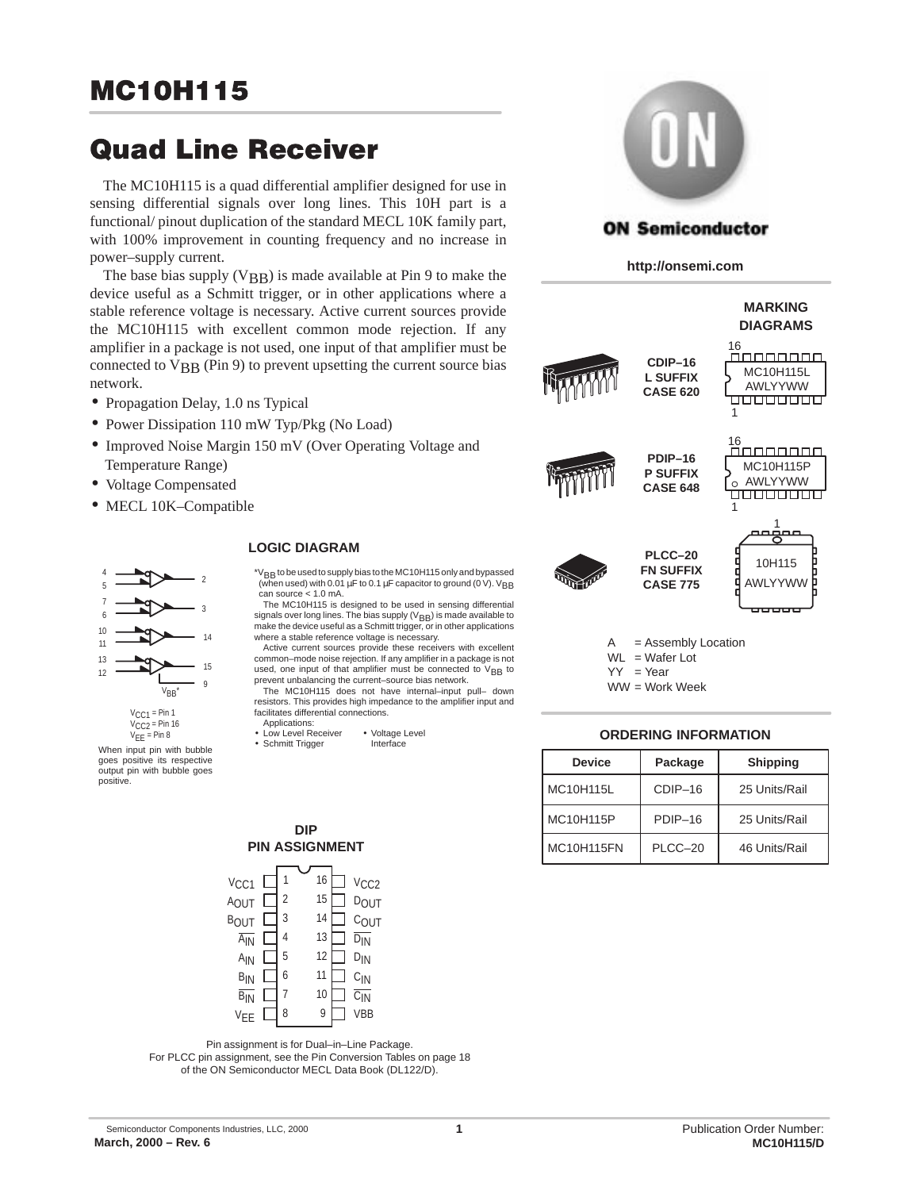# MC10H115

# Quad Line Receiver

The MC10H115 is a quad differential amplifier designed for use in sensing differential signals over long lines. This 10H part is a functional/ pinout duplication of the standard MECL 10K family part, with 100% improvement in counting frequency and no increase in power–supply current.

The base bias supply ($V_{BB}$) is made available at Pin 9 to make the device useful as a Schmitt trigger, or in other applications where a stable reference voltage is necessary. Active current sources provide the MC10H115 with excellent common mode rejection. If any amplifier in a package is not used, one input of that amplifier must be connected to $V_{BB}$ (Pin 9) to prevent upsetting the current source bias network.

- Propagation Delay, 1.0 ns Typical
- Power Dissipation 110 mW Typ/Pkg (No Load)
- Improved Noise Margin 150 mV (Over Operating Voltage and Temperature Range)
- Voltage Compensated
- MECL 10K–Compatible

ON Semiconductor

http://onsemi.com

## MARKING DIAGRAMS

CDIP–16
L SUFFIX
CASE 620

MC10H115L
AWLYYWW

PDIP–16
P SUFFIX
CASE 648

MC10H115P
AWLYYWW

PLCC–20
FN SUFFIX
CASE 775

10H115
AWLYYWW

A = Assembly Location
WL = Wafer Lot
YY = Year
WW = Work Week

## LOGIC DIAGRAM

Inputs 4, 5 → Output 2; Inputs 7, 6 → Output 3; Inputs 10, 11 → Output 14; Inputs 13, 12 → Output 15; $V_{BB}$* → 9

$V_{CC1}$ = Pin 1
$V_{CC2}$ = Pin 16
$V_{EE}$ = Pin 8

When input pin with bubble goes positive its respective output pin with bubble goes positive.

*$V_{BB}$ to be used to supply bias to the MC10H115 only and bypassed (when used) with 0.01 µF to 0.1 µF capacitor to ground (0 V). $V_{BB}$ can source < 1.0 mA.

The MC10H115 is designed to be used in sensing differential signals over long lines. The bias supply ($V_{BB}$) is made available to make the device useful as a Schmitt trigger, or in other applications where a stable reference voltage is necessary.

Active current sources provide these receivers with excellent common–mode noise rejection. If any amplifier in a package is not used, one input of that amplifier must be connected to $V_{BB}$ to prevent unbalancing the current–source bias network.

The MC10H115 does not have internal–input pull– down resistors. This provides high impedance to the amplifier input and facilitates differential connections.

Applications:

- Low Level Receiver
- Schmitt Trigger
- Voltage Level Interface

## ORDERING INFORMATION

| Device | Package | Shipping |
| --- | --- | --- |
| MC10H115L | CDIP–16 | 25 Units/Rail |
| MC10H115P | PDIP–16 | 25 Units/Rail |
| MC10H115FN | PLCC–20 | 46 Units/Rail |

## DIP PIN ASSIGNMENT

| Signal | Pin | Pin | Signal |
| --- | --- | --- | --- |
| $V_{CC1}$ | 1 | 16 | $V_{CC2}$ |
| $A_{OUT}$ | 2 | 15 | $D_{OUT}$ |
| $B_{OUT}$ | 3 | 14 | $C_{OUT}$ |
| $\overline{A_{IN}}$ | 4 | 13 | $\overline{D_{IN}}$ |
| $A_{IN}$ | 5 | 12 | $D_{IN}$ |
| $B_{IN}$ | 6 | 11 | $C_{IN}$ |
| $\overline{B_{IN}}$ | 7 | 10 | $\overline{C_{IN}}$ |
| $V_{EE}$ | 8 | 9 | VBB |

Pin assignment is for Dual–in–Line Package.
For PLCC pin assignment, see the Pin Conversion Tables on page 18 of the ON Semiconductor MECL Data Book (DL122/D).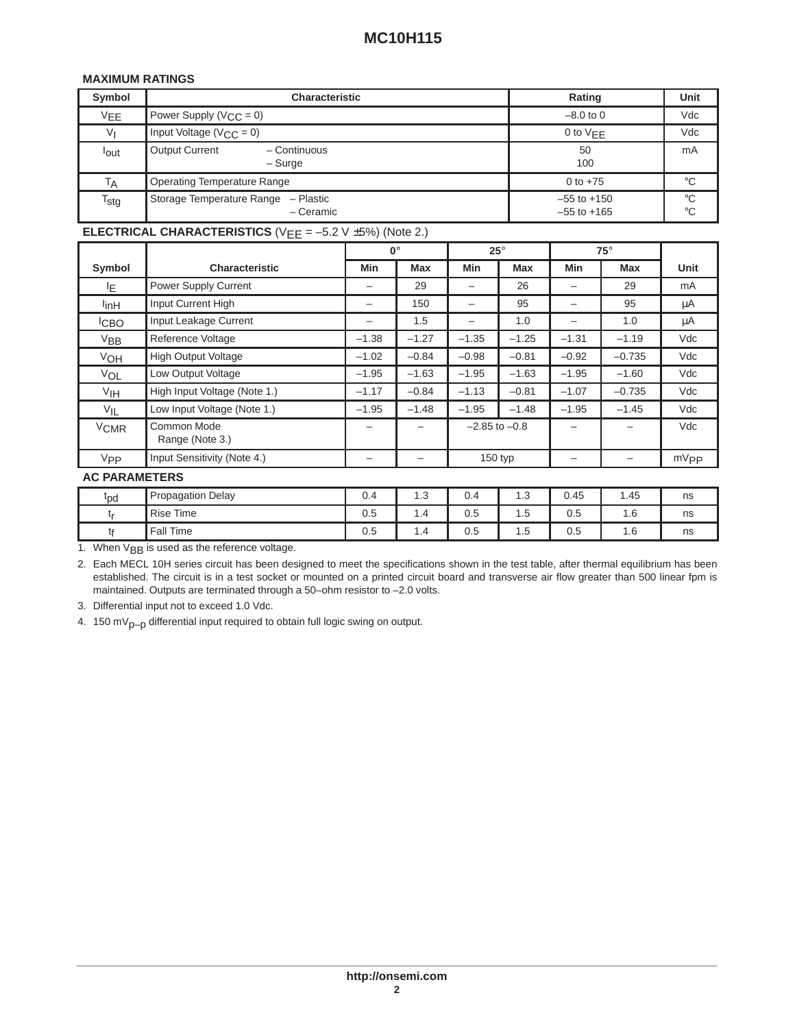### MAXIMUM RATINGS

| Symbol | Characteristic | Rating | Unit |
|---|---|---|---|
| $V_{EE}$ | Power Supply ($V_{CC}$ = 0) | –8.0 to 0 | Vdc |
| $V_I$ | Input Voltage ($V_{CC}$ = 0) | 0 to $V_{EE}$ | Vdc |
| $I_{out}$ | Output Current – Continuous<br>– Surge | 50<br>100 | mA |
| $T_A$ | Operating Temperature Range | 0 to +75 | °C |
| $T_{stg}$ | Storage Temperature Range – Plastic<br>– Ceramic | –55 to +150<br>–55 to +165 | °C<br>°C |

**ELECTRICAL CHARACTERISTICS** ($V_{EE}$ = –5.2 V ±5%) (Note 2.)

| Symbol | Characteristic | 0° | | 25° | | 75° | | Unit |
|---|---|---|---|---|---|---|---|---|
| | | Min | Max | Min | Max | Min | Max | |
| $I_E$ | Power Supply Current | – | 29 | – | 26 | – | 29 | mA |
| $I_{inH}$ | Input Current High | – | 150 | – | 95 | – | 95 | µA |
| $I_{CBO}$ | Input Leakage Current | – | 1.5 | – | 1.0 | – | 1.0 | µA |
| $V_{BB}$ | Reference Voltage | –1.38 | –1.27 | –1.35 | –1.25 | –1.31 | –1.19 | Vdc |
| $V_{OH}$ | High Output Voltage | –1.02 | –0.84 | –0.98 | –0.81 | –0.92 | –0.735 | Vdc |
| $V_{OL}$ | Low Output Voltage | –1.95 | –1.63 | –1.95 | –1.63 | –1.95 | –1.60 | Vdc |
| $V_{IH}$ | High Input Voltage (Note 1.) | –1.17 | –0.84 | –1.13 | –0.81 | –1.07 | –0.735 | Vdc |
| $V_{IL}$ | Low Input Voltage (Note 1.) | –1.95 | –1.48 | –1.95 | –1.48 | –1.95 | –1.45 | Vdc |
| $V_{CMR}$ | Common Mode Range (Note 3.) | – | – | –2.85 to –0.8 | | – | – | Vdc |
| $V_{PP}$ | Input Sensitivity (Note 4.) | – | – | 150 typ | | – | – | $mV_{PP}$ |
| **AC PARAMETERS** | | | | | | | | |
| $t_{pd}$ | Propagation Delay | 0.4 | 1.3 | 0.4 | 1.3 | 0.45 | 1.45 | ns |
| $t_r$ | Rise Time | 0.5 | 1.4 | 0.5 | 1.5 | 0.5 | 1.6 | ns |
| $t_f$ | Fall Time | 0.5 | 1.4 | 0.5 | 1.5 | 0.5 | 1.6 | ns |

1. When $V_{BB}$ is used as the reference voltage.
2. Each MECL 10H series circuit has been designed to meet the specifications shown in the test table, after thermal equilibrium has been established. The circuit is in a test socket or mounted on a printed circuit board and transverse air flow greater than 500 linear fpm is maintained. Outputs are terminated through a 50–ohm resistor to –2.0 volts.
3. Differential input not to exceed 1.0 Vdc.
4. 150 $mV_{p-p}$ differential input required to obtain full logic swing on output.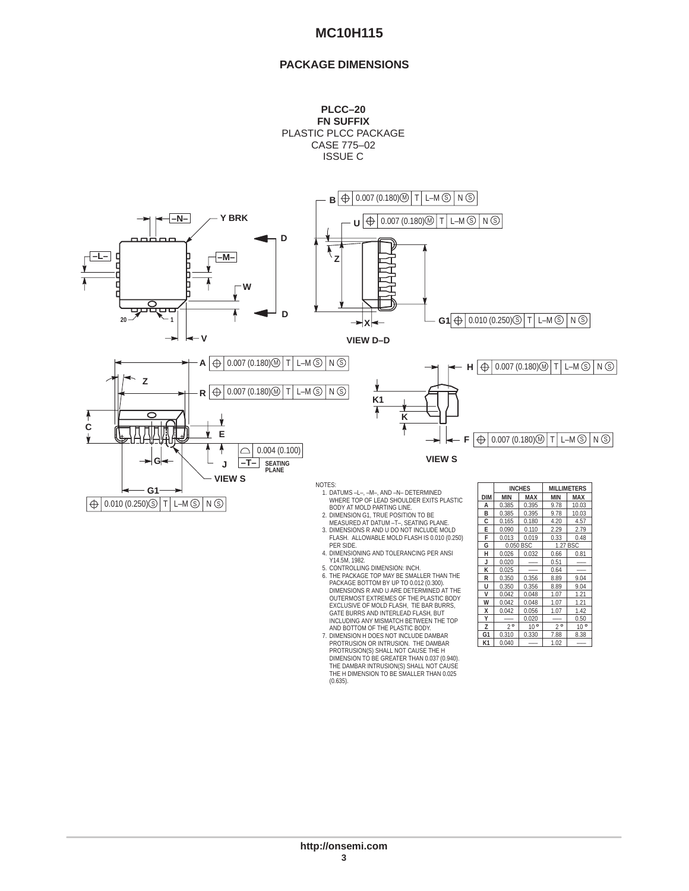## PACKAGE DIMENSIONS

**PLCC–20**
**FN SUFFIX**
PLASTIC PLCC PACKAGE
CASE 775–02
ISSUE C

NOTES:

1. DATUMS –L–, –M–, AND –N– DETERMINED WHERE TOP OF LEAD SHOULDER EXITS PLASTIC BODY AT MOLD PARTING LINE.
2. DIMENSION G1, TRUE POSITION TO BE MEASURED AT DATUM –T–, SEATING PLANE.
3. DIMENSIONS R AND U DO NOT INCLUDE MOLD FLASH. ALLOWABLE MOLD FLASH IS 0.010 (0.250) PER SIDE.
4. DIMENSIONING AND TOLERANCING PER ANSI Y14.5M, 1982.
5. CONTROLLING DIMENSION: INCH.
6. THE PACKAGE TOP MAY BE SMALLER THAN THE PACKAGE BOTTOM BY UP TO 0.012 (0.300). DIMENSIONS R AND U ARE DETERMINED AT THE OUTERMOST EXTREMES OF THE PLASTIC BODY EXCLUSIVE OF MOLD FLASH, TIE BAR BURRS, GATE BURRS AND INTERLEAD FLASH, BUT INCLUDING ANY MISMATCH BETWEEN THE TOP AND BOTTOM OF THE PLASTIC BODY.
7. DIMENSION H DOES NOT INCLUDE DAMBAR PROTRUSION OR INTRUSION. THE DAMBAR PROTRUSION(S) SHALL NOT CAUSE THE H DIMENSION TO BE GREATER THAN 0.037 (0.940). THE DAMBAR INTRUSION(S) SHALL NOT CAUSE THE H DIMENSION TO BE SMALLER THAN 0.025 (0.635).

| DIM | INCHES | | MILLIMETERS | |
|---|---|---|---|---|
| | MIN | MAX | MIN | MAX |
| A | 0.385 | 0.395 | 9.78 | 10.03 |
| B | 0.385 | 0.395 | 9.78 | 10.03 |
| C | 0.165 | 0.180 | 4.20 | 4.57 |
| E | 0.090 | 0.110 | 2.29 | 2.79 |
| F | 0.013 | 0.019 | 0.33 | 0.48 |
| G | 0.050 BSC | | 1.27 BSC | |
| H | 0.026 | 0.032 | 0.66 | 0.81 |
| J | 0.020 | --- | 0.51 | --- |
| K | 0.025 | --- | 0.64 | --- |
| R | 0.350 | 0.356 | 8.89 | 9.04 |
| U | 0.350 | 0.356 | 8.89 | 9.04 |
| V | 0.042 | 0.048 | 1.07 | 1.21 |
| W | 0.042 | 0.048 | 1.07 | 1.21 |
| X | 0.042 | 0.056 | 1.07 | 1.42 |
| Y | --- | 0.020 | --- | 0.50 |
| Z | 2° | 10° | 2° | 10° |
| G1 | 0.310 | 0.330 | 7.88 | 8.38 |
| K1 | 0.040 | --- | 1.02 | --- |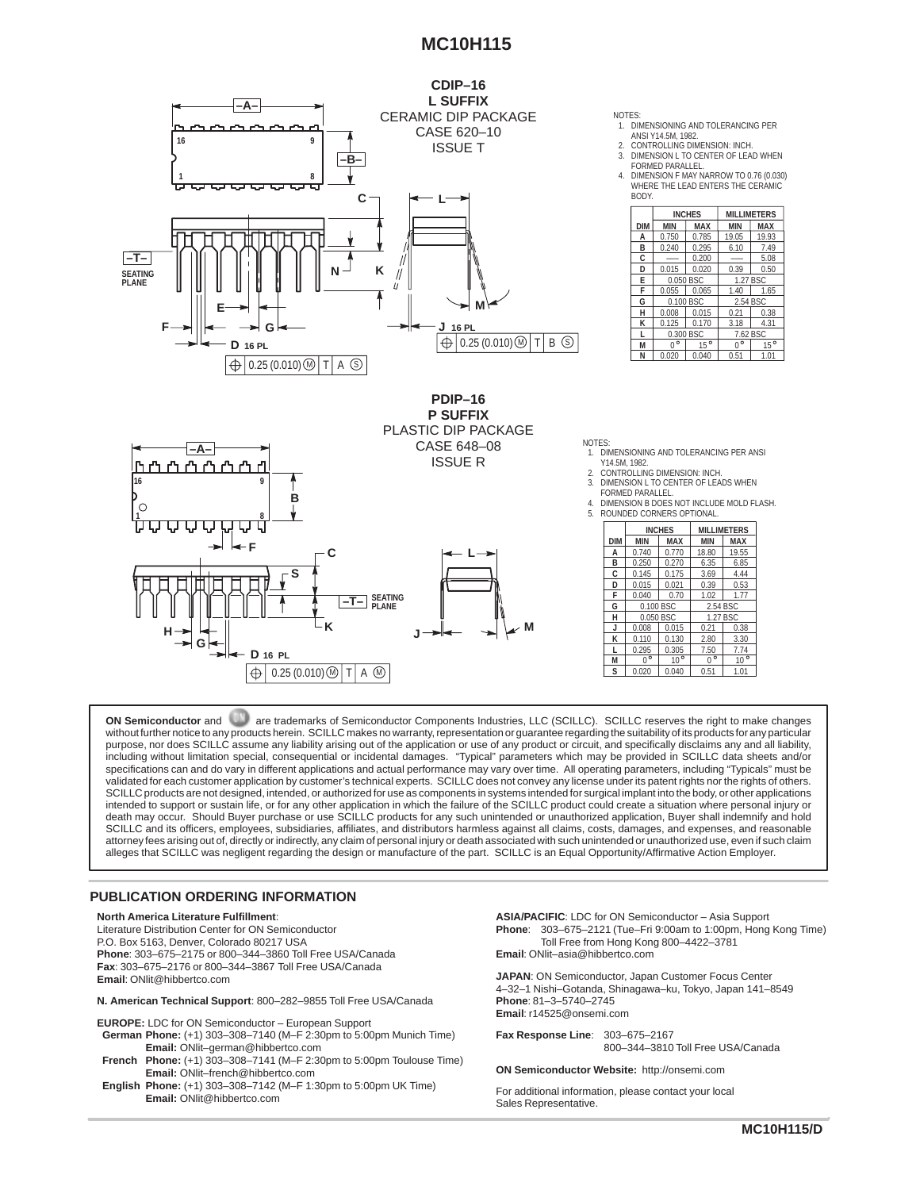## CDIP–16
## L SUFFIX
CERAMIC DIP PACKAGE
CASE 620–10
ISSUE T

–A–
16
9
1
8
–B–
C
L
–T–
SEATING PLANE
N
K
E
M
F
G
J 16 PL
D 16 PL
0.25 (0.010) M T B S
0.25 (0.010) M T A S

NOTES:
1. DIMENSIONING AND TOLERANCING PER ANSI Y14.5M, 1982.
2. CONTROLLING DIMENSION: INCH.
3. DIMENSION L TO CENTER OF LEAD WHEN FORMED PARALLEL.
4. DIMENSION F MAY NARROW TO 0.76 (0.030) WHERE THE LEAD ENTERS THE CERAMIC BODY.

| DIM | INCHES MIN | INCHES MAX | MILLIMETERS MIN | MILLIMETERS MAX |
|---|---|---|---|---|
| A | 0.750 | 0.785 | 19.05 | 19.93 |
| B | 0.240 | 0.295 | 6.10 | 7.49 |
| C | ––– | 0.200 | ––– | 5.08 |
| D | 0.015 | 0.020 | 0.39 | 0.50 |
| E | 0.050 BSC | | 1.27 BSC | |
| F | 0.055 | 0.065 | 1.40 | 1.65 |
| G | 0.100 BSC | | 2.54 BSC | |
| H | 0.008 | 0.015 | 0.21 | 0.38 |
| K | 0.125 | 0.170 | 3.18 | 4.31 |
| L | 0.300 BSC | | 7.62 BSC | |
| M | 0° | 15° | 0° | 15° |
| N | 0.020 | 0.040 | 0.51 | 1.01 |

## PDIP–16
## P SUFFIX
PLASTIC DIP PACKAGE
CASE 648–08
ISSUE R

–A–
16
9
B
1
8
F
C
L
S
–T–
SEATING PLANE
H
G
K
J
M
D 16 PL
0.25 (0.010) M T A M

NOTES:
1. DIMENSIONING AND TOLERANCING PER ANSI Y14.5M, 1982.
2. CONTROLLING DIMENSION: INCH.
3. DIMENSION L TO CENTER OF LEADS WHEN FORMED PARALLEL.
4. DIMENSION B DOES NOT INCLUDE MOLD FLASH.
5. ROUNDED CORNERS OPTIONAL.

| DIM | INCHES MIN | INCHES MAX | MILLIMETERS MIN | MILLIMETERS MAX |
|---|---|---|---|---|
| A | 0.740 | 0.770 | 18.80 | 19.55 |
| B | 0.250 | 0.270 | 6.35 | 6.85 |
| C | 0.145 | 0.175 | 3.69 | 4.44 |
| D | 0.015 | 0.021 | 0.39 | 0.53 |
| F | 0.040 | 0.70 | 1.02 | 1.77 |
| G | 0.100 BSC | | 2.54 BSC | |
| H | 0.050 BSC | | 1.27 BSC | |
| J | 0.008 | 0.015 | 0.21 | 0.38 |
| K | 0.110 | 0.130 | 2.80 | 3.30 |
| L | 0.295 | 0.305 | 7.50 | 7.74 |
| M | 0° | 10° | 0° | 10° |
| S | 0.020 | 0.040 | 0.51 | 1.01 |

**ON Semiconductor** and are trademarks of Semiconductor Components Industries, LLC (SCILLC). SCILLC reserves the right to make changes without further notice to any products herein. SCILLC makes no warranty, representation or guarantee regarding the suitability of its products for any particular purpose, nor does SCILLC assume any liability arising out of the application or use of any product or circuit, and specifically disclaims any and all liability, including without limitation special, consequential or incidental damages. "Typical" parameters which may be provided in SCILLC data sheets and/or specifications can and do vary in different applications and actual performance may vary over time. All operating parameters, including "Typicals" must be validated for each customer application by customer's technical experts. SCILLC does not convey any license under its patent rights nor the rights of others. SCILLC products are not designed, intended, or authorized for use as components in systems intended for surgical implant into the body, or other applications intended to support or sustain life, or for any other application in which the failure of the SCILLC product could create a situation where personal injury or death may occur. Should Buyer purchase or use SCILLC products for any such unintended or unauthorized application, Buyer shall indemnify and hold SCILLC and its officers, employees, subsidiaries, affiliates, and distributors harmless against all claims, costs, damages, and expenses, and reasonable attorney fees arising out of, directly or indirectly, any claim of personal injury or death associated with such unintended or unauthorized use, even if such claim alleges that SCILLC was negligent regarding the design or manufacture of the part. SCILLC is an Equal Opportunity/Affirmative Action Employer.

## PUBLICATION ORDERING INFORMATION

**North America Literature Fulfillment**:
Literature Distribution Center for ON Semiconductor
P.O. Box 5163, Denver, Colorado 80217 USA
**Phone**: 303–675–2175 or 800–344–3860 Toll Free USA/Canada
**Fax**: 303–675–2176 or 800–344–3867 Toll Free USA/Canada
**Email**: ONlit@hibbertco.com

**N. American Technical Support**: 800–282–9855 Toll Free USA/Canada

**EUROPE:** LDC for ON Semiconductor – European Support
**German Phone:** (+1) 303–308–7140 (M–F 2:30pm to 5:00pm Munich Time)
**Email:** ONlit–german@hibbertco.com
**French Phone:** (+1) 303–308–7141 (M–F 2:30pm to 5:00pm Toulouse Time)
**Email:** ONlit–french@hibbertco.com
**English Phone:** (+1) 303–308–7142 (M–F 1:30pm to 5:00pm UK Time)
**Email:** ONlit@hibbertco.com

**ASIA/PACIFIC**: LDC for ON Semiconductor – Asia Support
**Phone**: 303–675–2121 (Tue–Fri 9:00am to 1:00pm, Hong Kong Time)
Toll Free from Hong Kong 800–4422–3781
**Email**: ONlit–asia@hibbertco.com

**JAPAN**: ON Semiconductor, Japan Customer Focus Center
4–32–1 Nishi–Gotanda, Shinagawa–ku, Tokyo, Japan 141–8549
**Phone**: 81–3–5740–2745
**Email**: r14525@onsemi.com

**Fax Response Line**: 303–675–2167
800–344–3810 Toll Free USA/Canada

**ON Semiconductor Website:** http://onsemi.com

For additional information, please contact your local Sales Representative.

**MC10H115/D**